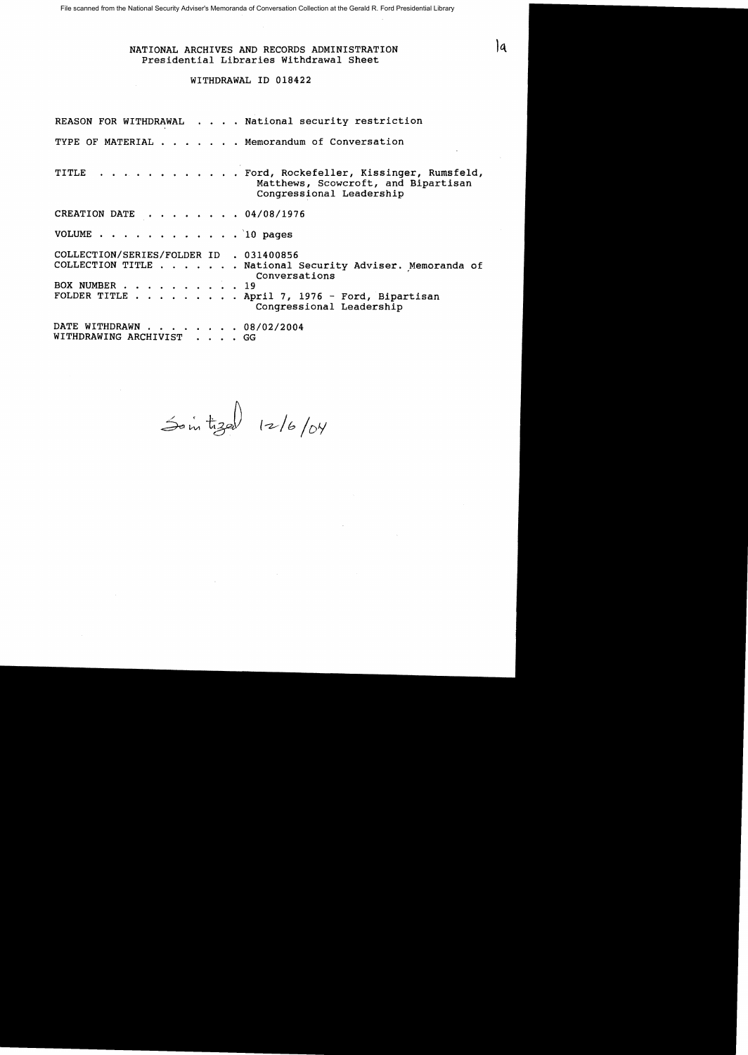File scanned from the National Security Adviser's Memoranda of Conversation Collection at the Gerald R. Ford Presidential Library

1a

NATIONAL ARCHIVES AND RECORDS ADMINISTRATION
Presidential Libraries Withdrawal Sheet

WITHDRAWAL ID 018422

REASON FOR WITHDRAWAL . . . . National security restriction

TYPE OF MATERIAL . . . . . . . Memorandum of Conversation

TITLE . . . . . . . . . . . . Ford, Rockefeller, Kissinger, Rumsfeld, Matthews, Scowcroft, and Bipartisan Congressional Leadership

CREATION DATE . . . . . . . . 04/08/1976

VOLUME . . . . . . . . . . . . 10 pages

COLLECTION/SERIES/FOLDER ID . 031400856
COLLECTION TITLE . . . . . . . National Security Adviser. Memoranda of Conversations
BOX NUMBER . . . . . . . . . . 19
FOLDER TITLE . . . . . . . . . April 7, 1976 - Ford, Bipartisan Congressional Leadership

DATE WITHDRAWN . . . . . . . . 08/02/2004
WITHDRAWING ARCHIVIST . . . . GG

Sanitized 12/6/04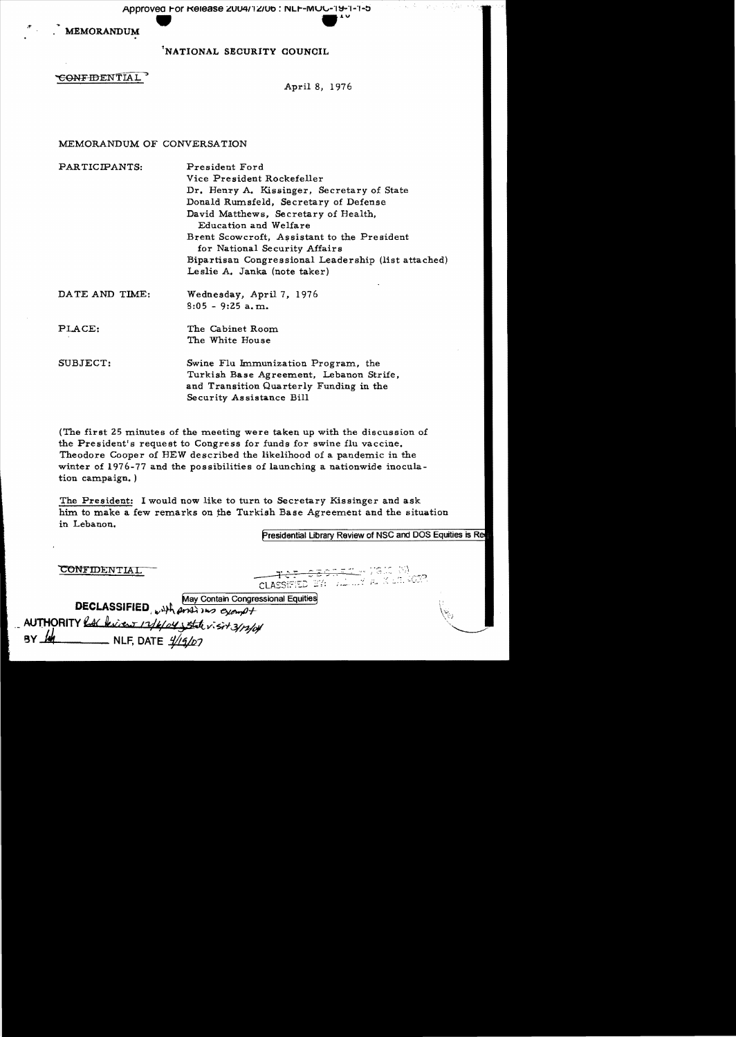MEMORANDUM

NATIONAL SECURITY COUNCIL

~~CONFIDENTIAL~~

April 8, 1976

MEMORANDUM OF CONVERSATION

| | |
|---|---|
| PARTICIPANTS: | President Ford<br>Vice President Rockefeller<br>Dr. Henry A. Kissinger, Secretary of State<br>Donald Rumsfeld, Secretary of Defense<br>David Matthews, Secretary of Health, Education and Welfare<br>Brent Scowcroft, Assistant to the President for National Security Affairs<br>Bipartisan Congressional Leadership (list attached)<br>Leslie A. Janka (note taker) |
| DATE AND TIME: | Wednesday, April 7, 1976<br>8:05 - 9:25 a.m. |
| PLACE: | The Cabinet Room<br>The White House |
| SUBJECT: | Swine Flu Immunization Program, the Turkish Base Agreement, Lebanon Strife, and Transition Quarterly Funding in the Security Assistance Bill |

(The first 25 minutes of the meeting were taken up with the discussion of the President's request to Congress for funds for swine flu vaccine. Theodore Cooper of HEW described the likelihood of a pandemic in the winter of 1976-77 and the possibilities of launching a nationwide inoculation campaign.)

The President: I would now like to turn to Secretary Kissinger and ask him to make a few remarks on the Turkish Base Agreement and the situation in Lebanon.

Presidential Library Review of NSC and DOS Equities is Re

~~CONFIDENTIAL~~

CLASSIFIED BY

May Contain Congressional Equities

DECLASSIFIED with portions exempt
AUTHORITY LAC Review 12/6/04; State visit 3/12/04
BY ___ NLF, DATE 4/19/07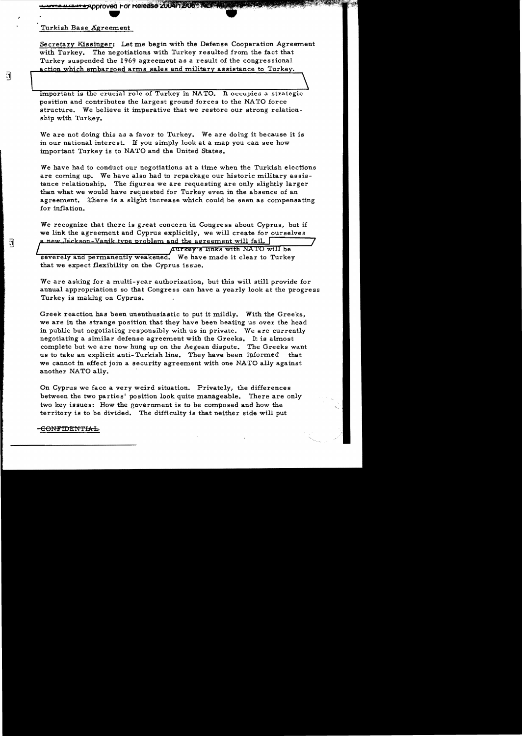Turkish Base Agreement

Secretary Kissinger: Let me begin with the Defense Cooperation Agreement with Turkey. The negotiations with Turkey resulted from the fact that Turkey suspended the 1969 agreement as a result of the congressional action which embargoed arms sales and military assistance to Turkey.

important is the crucial role of Turkey in NATO. It occupies a strategic position and contributes the largest ground forces to the NATO force structure. We believe it imperative that we restore our strong relationship with Turkey.

We are not doing this as a favor to Turkey. We are doing it because it is in our national interest. If you simply look at a map you can see how important Turkey is to NATO and the United States.

We have had to conduct our negotiations at a time when the Turkish elections are coming up. We have also had to repackage our historic military assistance relationship. The figures we are requesting are only slightly larger than what we would have requested for Turkey even in the absence of an agreement. There is a slight increase which could be seen as compensating for inflation.

We recognize that there is great concern in Congress about Cyprus, but if we link the agreement and Cyprus explicitly, we will create for ourselves a new Jackson-Vanik type problem and the agreement will fail. Turkey's links with NATO will be severely and permanently weakened. We have made it clear to Turkey that we expect flexibility on the Cyprus issue.

We are asking for a multi-year authorization, but this will still provide for annual appropriations so that Congress can have a yearly look at the progress Turkey is making on Cyprus.

Greek reaction has been unenthusiastic to put it mildly. With the Greeks, we are in the strange position that they have been beating us over the head in public but negotiating responsibly with us in private. We are currently negotiating a similar defense agreement with the Greeks. It is almost complete but we are now hung up on the Aegean dispute. The Greeks want us to take an explicit anti-Turkish line. They have been informed that we cannot in effect join a security agreement with one NATO ally against another NATO ally.

On Cyprus we face a very weird situation. Privately, the differences between the two parties' position look quite manageable. There are only two key issues: How the government is to be composed and how the territory is to be divided. The difficulty is that neither side will put

CONFIDENTIAL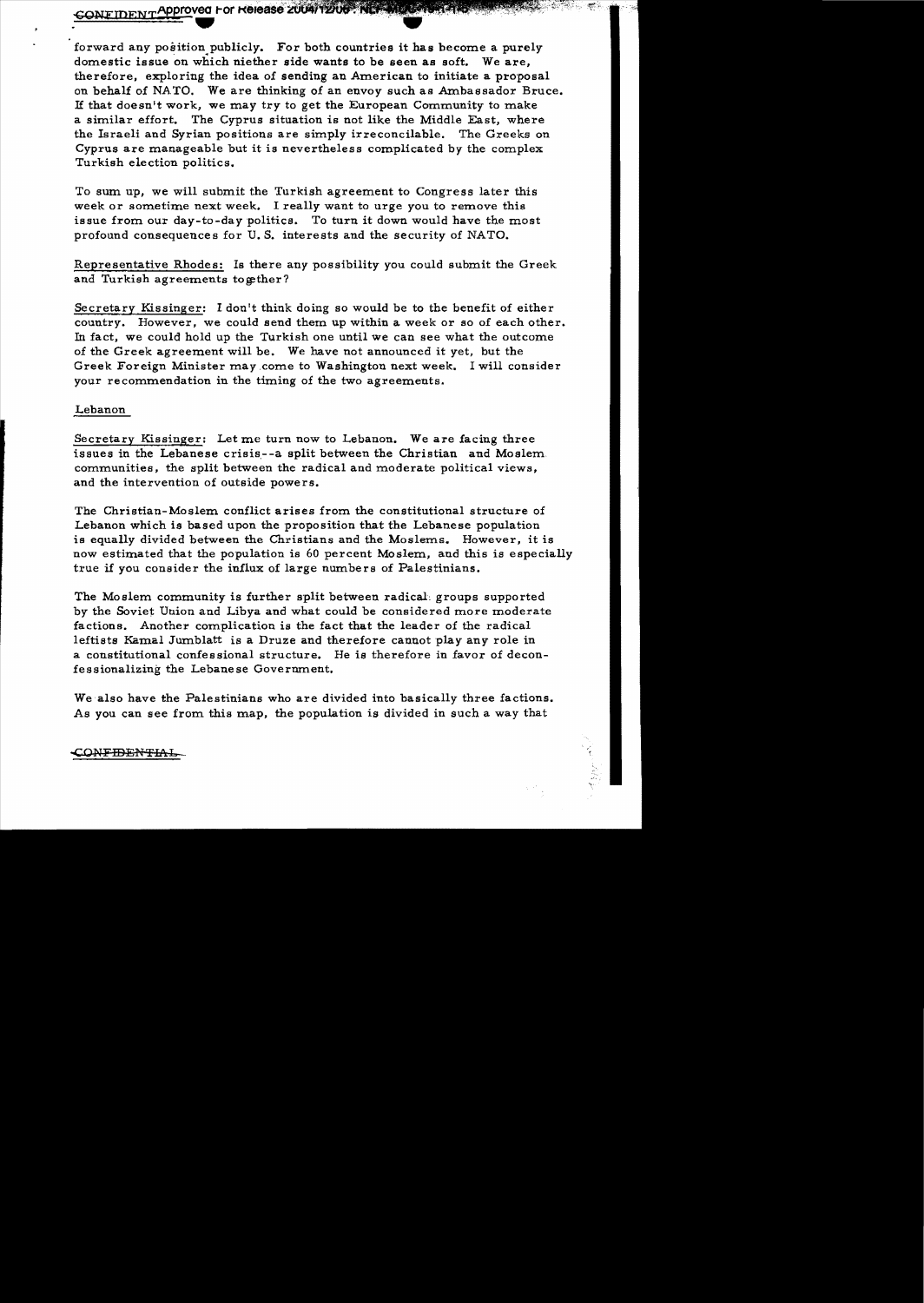forward any position publicly. For both countries it has become a purely domestic issue on which niether side wants to be seen as soft. We are, therefore, exploring the idea of sending an American to initiate a proposal on behalf of NATO. We are thinking of an envoy such as Ambassador Bruce. If that doesn't work, we may try to get the European Community to make a similar effort. The Cyprus situation is not like the Middle East, where the Israeli and Syrian positions are simply irreconcilable. The Greeks on Cyprus are manageable but it is nevertheless complicated by the complex Turkish election politics.

To sum up, we will submit the Turkish agreement to Congress later this week or sometime next week. I really want to urge you to remove this issue from our day-to-day politics. To turn it down would have the most profound consequences for U.S. interests and the security of NATO.

Representative Rhodes: Is there any possibility you could submit the Greek and Turkish agreements together?

Secretary Kissinger: I don't think doing so would be to the benefit of either country. However, we could send them up within a week or so of each other. In fact, we could hold up the Turkish one until we can see what the outcome of the Greek agreement will be. We have not announced it yet, but the Greek Foreign Minister may come to Washington next week. I will consider your recommendation in the timing of the two agreements.

## Lebanon

Secretary Kissinger: Let me turn now to Lebanon. We are facing three issues in the Lebanese crisis--a split between the Christian and Moslem communities, the split between the radical and moderate political views, and the intervention of outside powers.

The Christian-Moslem conflict arises from the constitutional structure of Lebanon which is based upon the proposition that the Lebanese population is equally divided between the Christians and the Moslems. However, it is now estimated that the population is 60 percent Moslem, and this is especially true if you consider the influx of large numbers of Palestinians.

The Moslem community is further split between radical groups supported by the Soviet Union and Libya and what could be considered more moderate factions. Another complication is the fact that the leader of the radical leftists Kamal Jumblatt is a Druze and therefore cannot play any role in a constitutional confessional structure. He is therefore in favor of deconfessionalizing the Lebanese Government.

We also have the Palestinians who are divided into basically three factions. As you can see from this map, the population is divided in such a way that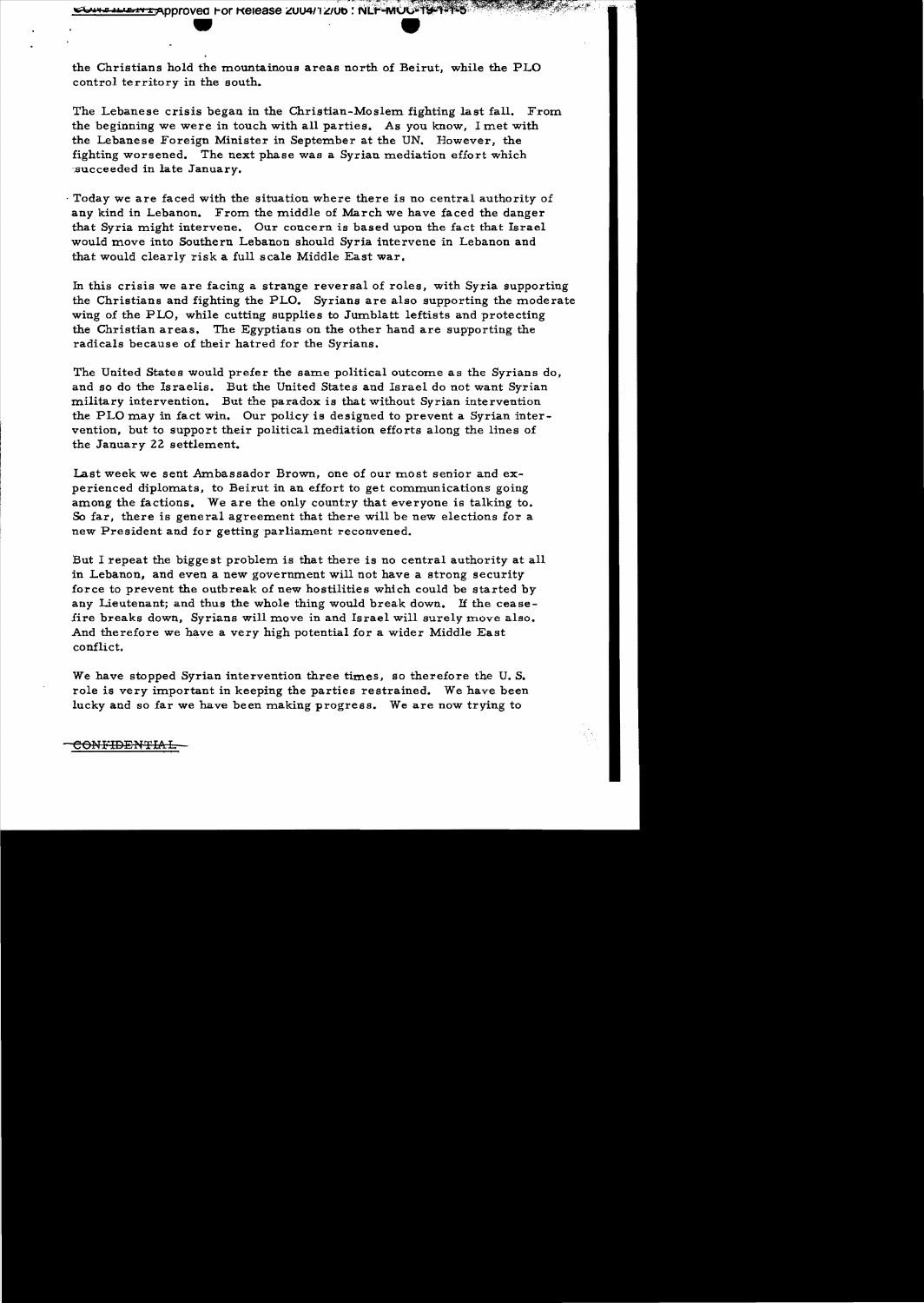the Christians hold the mountainous areas north of Beirut, while the PLO control territory in the south.

The Lebanese crisis began in the Christian-Moslem fighting last fall. From the beginning we were in touch with all parties. As you know, I met with the Lebanese Foreign Minister in September at the UN. However, the fighting worsened. The next phase was a Syrian mediation effort which succeeded in late January.

Today we are faced with the situation where there is no central authority of any kind in Lebanon. From the middle of March we have faced the danger that Syria might intervene. Our concern is based upon the fact that Israel would move into Southern Lebanon should Syria intervene in Lebanon and that would clearly risk a full scale Middle East war.

In this crisis we are facing a strange reversal of roles, with Syria supporting the Christians and fighting the PLO. Syrians are also supporting the moderate wing of the PLO, while cutting supplies to Jumblatt leftists and protecting the Christian areas. The Egyptians on the other hand are supporting the radicals because of their hatred for the Syrians.

The United States would prefer the same political outcome as the Syrians do, and so do the Israelis. But the United States and Israel do not want Syrian military intervention. But the paradox is that without Syrian intervention the PLO may in fact win. Our policy is designed to prevent a Syrian intervention, but to support their political mediation efforts along the lines of the January 22 settlement.

Last week we sent Ambassador Brown, one of our most senior and experienced diplomats, to Beirut in an effort to get communications going among the factions. We are the only country that everyone is talking to. So far, there is general agreement that there will be new elections for a new President and for getting parliament reconvened.

But I repeat the biggest problem is that there is no central authority at all in Lebanon, and even a new government will not have a strong security force to prevent the outbreak of new hostilities which could be started by any Lieutenant; and thus the whole thing would break down. If the cease-fire breaks down, Syrians will move in and Israel will surely move also. And therefore we have a very high potential for a wider Middle East conflict.

We have stopped Syrian intervention three times, so therefore the U.S. role is very important in keeping the parties restrained. We have been lucky and so far we have been making progress. We are now trying to

CONFIDENTIAL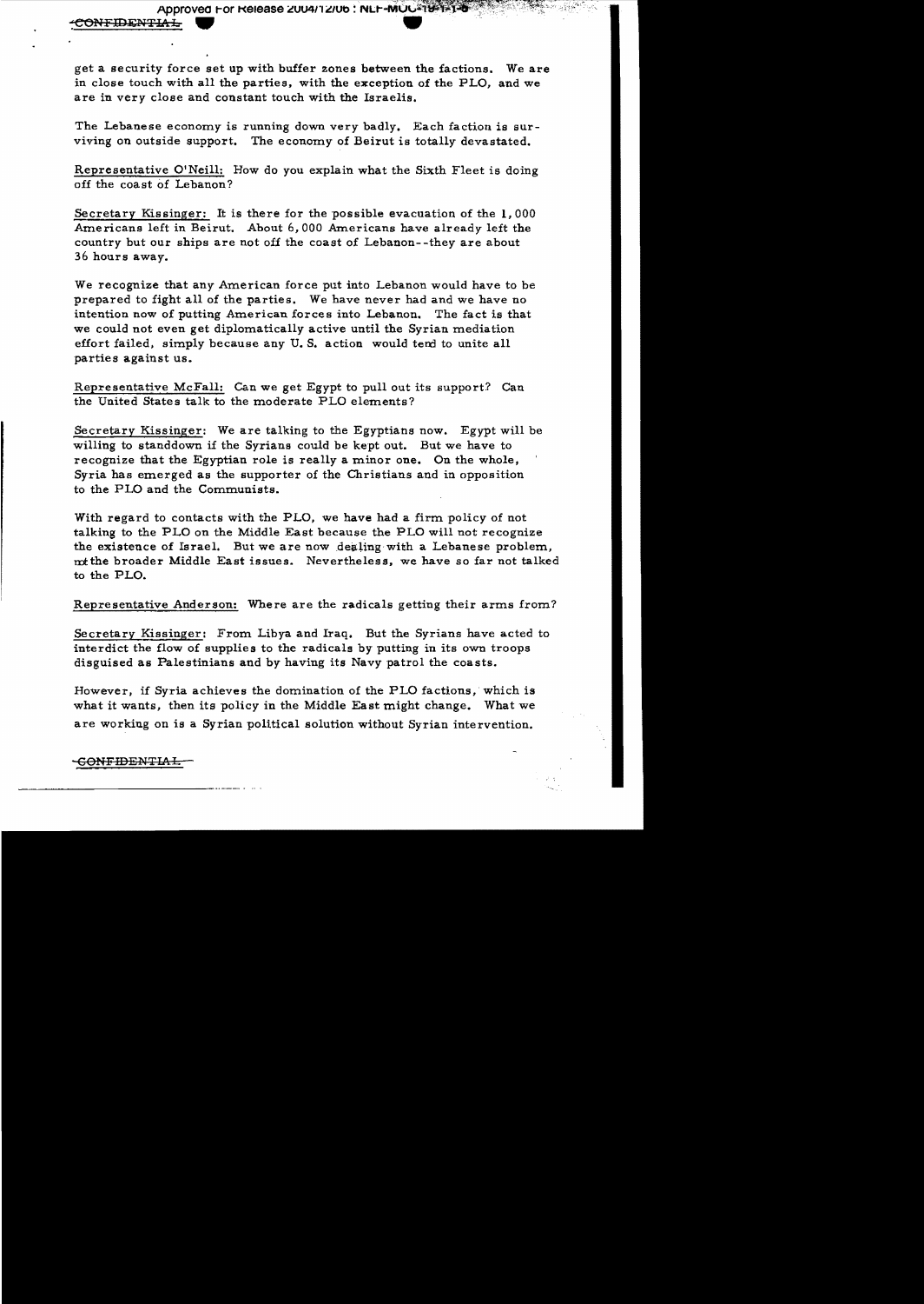get a security force set up with buffer zones between the factions. We are in close touch with all the parties, with the exception of the PLO, and we are in very close and constant touch with the Israelis.

The Lebanese economy is running down very badly. Each faction is surviving on outside support. The economy of Beirut is totally devastated.

Representative O'Neill: How do you explain what the Sixth Fleet is doing off the coast of Lebanon?

Secretary Kissinger: It is there for the possible evacuation of the 1,000 Americans left in Beirut. About 6,000 Americans have already left the country but our ships are not off the coast of Lebanon--they are about 36 hours away.

We recognize that any American force put into Lebanon would have to be prepared to fight all of the parties. We have never had and we have no intention now of putting American forces into Lebanon. The fact is that we could not even get diplomatically active until the Syrian mediation effort failed, simply because any U.S. action would tend to unite all parties against us.

Representative McFall: Can we get Egypt to pull out its support? Can the United States talk to the moderate PLO elements?

Secretary Kissinger: We are talking to the Egyptians now. Egypt will be willing to standdown if the Syrians could be kept out. But we have to recognize that the Egyptian role is really a minor one. On the whole, Syria has emerged as the supporter of the Christians and in opposition to the PLO and the Communists.

With regard to contacts with the PLO, we have had a firm policy of not talking to the PLO on the Middle East because the PLO will not recognize the existence of Israel. But we are now dealing with a Lebanese problem, not the broader Middle East issues. Nevertheless, we have so far not talked to the PLO.

Representative Anderson: Where are the radicals getting their arms from?

Secretary Kissinger: From Libya and Iraq. But the Syrians have acted to interdict the flow of supplies to the radicals by putting in its own troops disguised as Palestinians and by having its Navy patrol the coasts.

However, if Syria achieves the domination of the PLO factions, which is what it wants, then its policy in the Middle East might change. What we are working on is a Syrian political solution without Syrian intervention.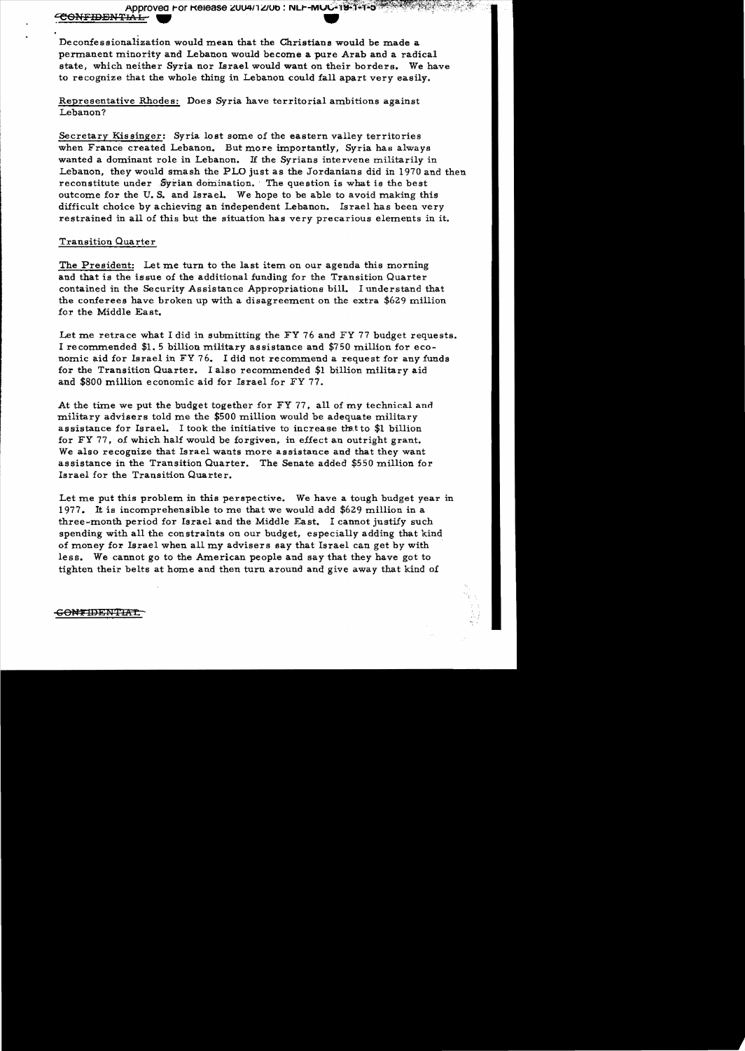Deconfessionalization would mean that the Christians would be made a permanent minority and Lebanon would become a pure Arab and a radical state, which neither Syria nor Israel would want on their borders. We have to recognize that the whole thing in Lebanon could fall apart very easily.

Representative Rhodes: Does Syria have territorial ambitions against Lebanon?

Secretary Kissinger: Syria lost some of the eastern valley territories when France created Lebanon. But more importantly, Syria has always wanted a dominant role in Lebanon. If the Syrians intervene militarily in Lebanon, they would smash the PLO just as the Jordanians did in 1970 and then reconstitute under Syrian domination. The question is what is the best outcome for the U.S. and Israel. We hope to be able to avoid making this difficult choice by achieving an independent Lebanon. Israel has been very restrained in all of this but the situation has very precarious elements in it.

Transition Quarter

The President: Let me turn to the last item on our agenda this morning and that is the issue of the additional funding for the Transition Quarter contained in the Security Assistance Appropriations bill. I understand that the conferees have broken up with a disagreement on the extra $629 million for the Middle East.

Let me retrace what I did in submitting the FY 76 and FY 77 budget requests. I recommended $1.5 billion military assistance and $750 million for economic aid for Israel in FY 76. I did not recommend a request for any funds for the Transition Quarter. I also recommended $1 billion military aid and $800 million economic aid for Israel for FY 77.

At the time we put the budget together for FY 77, all of my technical and military advisers told me the $500 million would be adequate military assistance for Israel. I took the initiative to increase that to $1 billion for FY 77, of which half would be forgiven, in effect an outright grant. We also recognize that Israel wants more assistance and that they want assistance in the Transition Quarter. The Senate added $550 million for Israel for the Transition Quarter.

Let me put this problem in this perspective. We have a tough budget year in 1977. It is incomprehensible to me that we would add $629 million in a three-month period for Israel and the Middle East. I cannot justify such spending with all the constraints on our budget, especially adding that kind of money for Israel when all my advisers say that Israel can get by with less. We cannot go to the American people and say that they have got to tighten their belts at home and then turn around and give away that kind of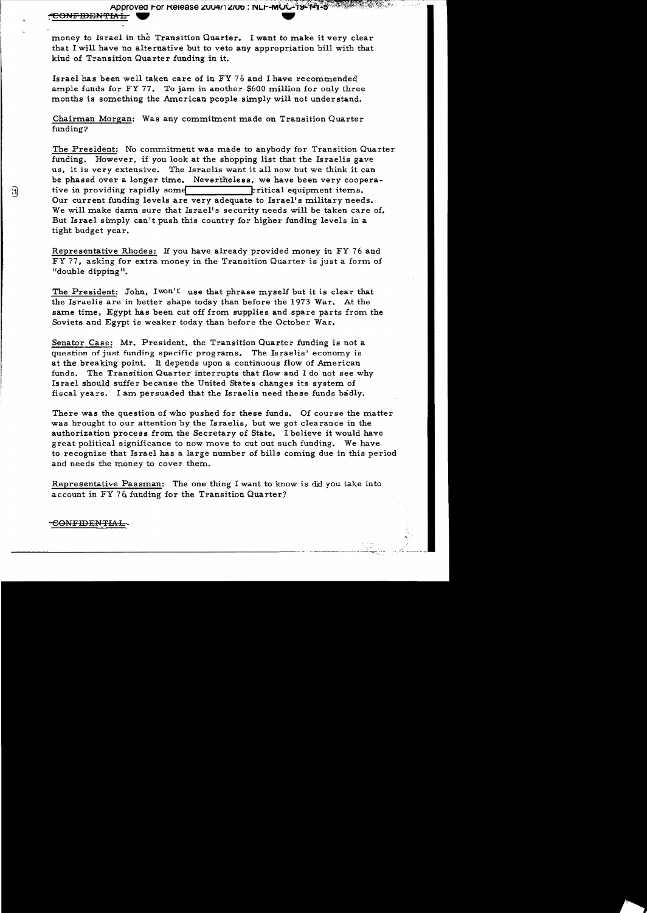money to Israel in the Transition Quarter. I want to make it very clear that I will have no alternative but to veto any appropriation bill with that kind of Transition Quarter funding in it.

Israel has been well taken care of in FY 76 and I have recommended ample funds for FY 77. To jam in another $600 million for only three months is something the American people simply will not understand.

Chairman Morgan: Was any commitment made on Transition Quarter funding?

The President: No commitment was made to anybody for Transition Quarter funding. However, if you look at the shopping list that the Israelis gave us, it is very extensive. The Israelis want it all now but we think it can be phased over a longer time. Nevertheless, we have been very cooperative in providing rapidly some [ ] critical equipment items. Our current funding levels are very adequate to Israel's military needs. We will make damn sure that Israel's security needs will be taken care of. But Israel simply can't push this country for higher funding levels in a tight budget year.

Representative Rhodes: If you have already provided money in FY 76 and FY 77, asking for extra money in the Transition Quarter is just a form of "double dipping".

The President: John, I won't use that phrase myself but it is clear that the Israelis are in better shape today than before the 1973 War. At the same time, Egypt has been cut off from supplies and spare parts from the Soviets and Egypt is weaker today than before the October War.

Senator Case: Mr. President, the Transition Quarter funding is not a question of just funding specific programs. The Israelis' economy is at the breaking point. It depends upon a continuous flow of American funds. The Transition Quarter interrupts that flow and I do not see why Israel should suffer because the United States changes its system of fiscal years. I am persuaded that the Israelis need these funds badly.

There was the question of who pushed for these funds. Of course the matter was brought to our attention by the Israelis, but we got clearance in the authorization process from the Secretary of State. I believe it would have great political significance to now move to cut out such funding. We have to recognize that Israel has a large number of bills coming due in this period and needs the money to cover them.

Representative Passman: The one thing I want to know is did you take into account in FY 76 funding for the Transition Quarter?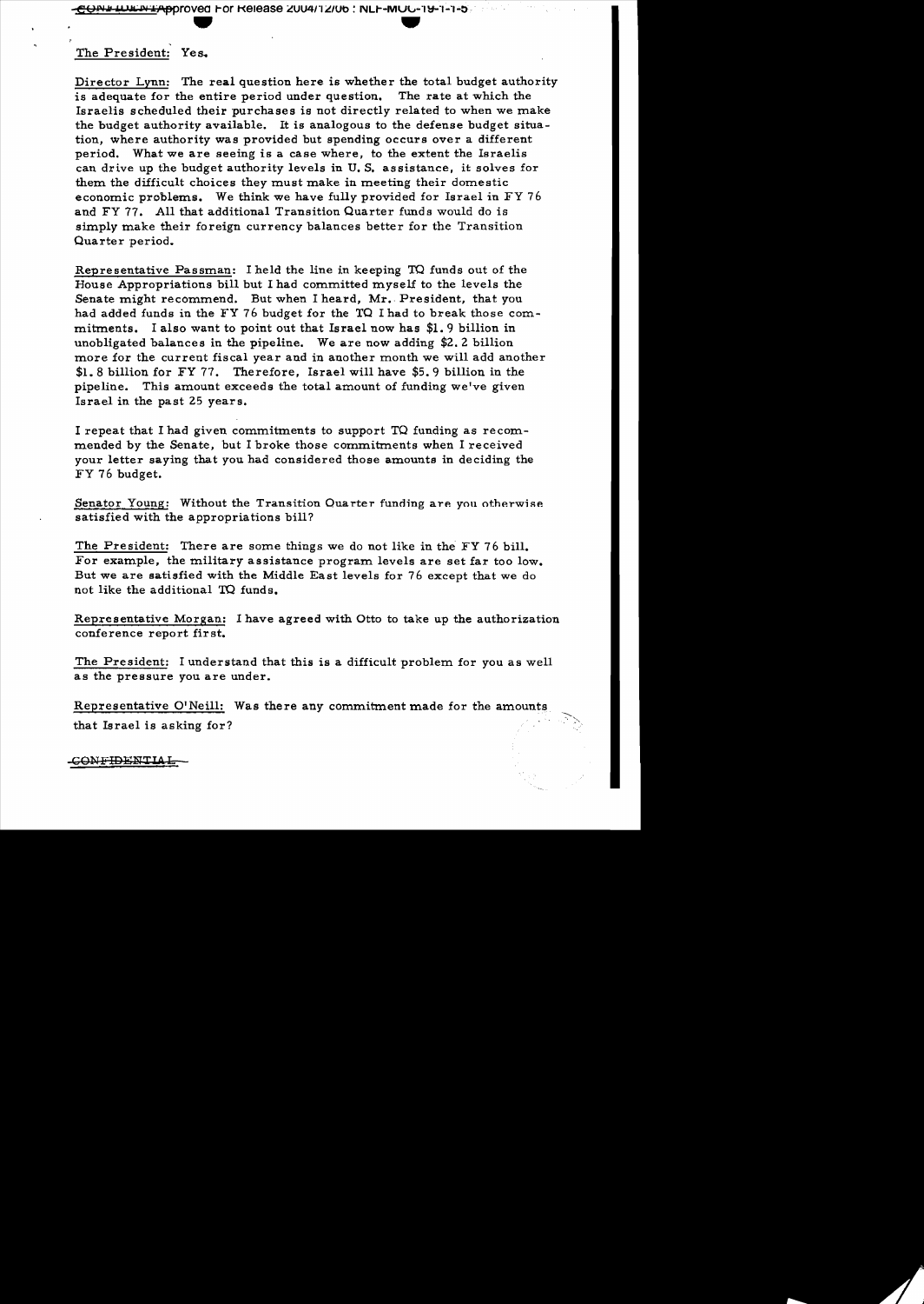The President: Yes.

Director Lynn: The real question here is whether the total budget authority is adequate for the entire period under question. The rate at which the Israelis scheduled their purchases is not directly related to when we make the budget authority available. It is analogous to the defense budget situation, where authority was provided but spending occurs over a different period. What we are seeing is a case where, to the extent the Israelis can drive up the budget authority levels in U. S. assistance, it solves for them the difficult choices they must make in meeting their domestic economic problems. We think we have fully provided for Israel in FY 76 and FY 77. All that additional Transition Quarter funds would do is simply make their foreign currency balances better for the Transition Quarter period.

Representative Passman: I held the line in keeping TQ funds out of the House Appropriations bill but I had committed myself to the levels the Senate might recommend. But when I heard, Mr. President, that you had added funds in the FY 76 budget for the TQ I had to break those commitments. I also want to point out that Israel now has \$1.9 billion in unobligated balances in the pipeline. We are now adding \$2.2 billion more for the current fiscal year and in another month we will add another \$1.8 billion for FY 77. Therefore, Israel will have \$5.9 billion in the pipeline. This amount exceeds the total amount of funding we've given Israel in the past 25 years.

I repeat that I had given commitments to support TQ funding as recommended by the Senate, but I broke those commitments when I received your letter saying that you had considered those amounts in deciding the FY 76 budget.

Senator Young: Without the Transition Quarter funding are you otherwise satisfied with the appropriations bill?

The President: There are some things we do not like in the FY 76 bill. For example, the military assistance program levels are set far too low. But we are satisfied with the Middle East levels for 76 except that we do not like the additional TQ funds.

Representative Morgan: I have agreed with Otto to take up the authorization conference report first.

The President: I understand that this is a difficult problem for you as well as the pressure you are under.

Representative O'Neill: Was there any commitment made for the amounts that Israel is asking for?

CONFIDENTIAL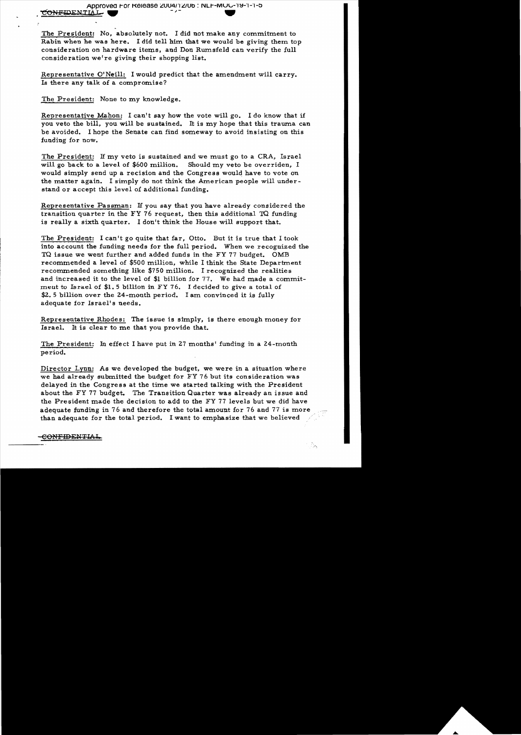The President: No, absolutely not. I did not make any commitment to Rabin when he was here. I did tell him that we would be giving them top consideration on hardware items, and Don Rumsfeld can verify the full consideration we're giving their shopping list.

Representative O'Neill: I would predict that the amendment will carry. Is there any talk of a compromise?

The President: None to my knowledge.

Representative Mahon: I can't say how the vote will go. I do know that if you veto the bill, you will be sustained. It is my hope that this trauma can be avoided. I hope the Senate can find someway to avoid insisting on this funding for now.

The President: If my veto is sustained and we must go to a CRA, Israel will go back to a level of $600 million. Should my veto be overriden, I would simply send up a recision and the Congress would have to vote on the matter again. I simply do not think the American people will understand or accept this level of additional funding.

Representative Passman: If you say that you have already considered the transition quarter in the FY 76 request, then this additional TQ funding is really a sixth quarter. I don't think the House will support that.

The President: I can't go quite that far, Otto. But it is true that I took into account the funding needs for the full period. When we recognized the TQ issue we went further and added funds in the FY 77 budget. OMB recommended a level of $500 million, while I think the State Department recommended something like $750 million. I recognized the realities and increased it to the level of $1 billion for 77. We had made a commitment to Israel of $1.5 billion in FY 76. I decided to give a total of $2.5 billion over the 24-month period. I am convinced it is fully adequate for Israel's needs.

Representative Rhodes: The issue is simply, is there enough money for Israel. It is clear to me that you provide that.

The President: In effect I have put in 27 months' funding in a 24-month period.

Director Lynn: As we developed the budget, we were in a situation where we had already submitted the budget for FY 76 but its consideration was delayed in the Congress at the time we started talking with the President about the FY 77 budget. The Transition Quarter was already an issue and the President made the decision to add to the FY 77 levels but we did have adequate funding in 76 and therefore the total amount for 76 and 77 is more than adequate for the total period. I want to emphasize that we believed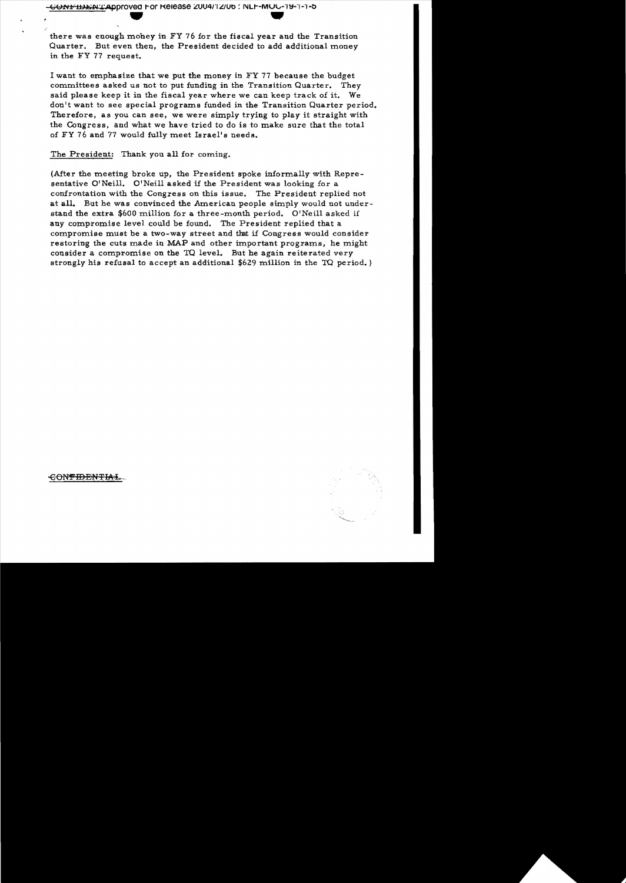there was enough money in FY 76 for the fiscal year and the Transition Quarter. But even then, the President decided to add additional money in the FY 77 request.

I want to emphasize that we put the money in FY 77 because the budget committees asked us not to put funding in the Transition Quarter. They said please keep it in the fiscal year where we can keep track of it. We don't want to see special programs funded in the Transition Quarter period. Therefore, as you can see, we were simply trying to play it straight with the Congress, and what we have tried to do is to make sure that the total of FY 76 and 77 would fully meet Israel's needs.

The President: Thank you all for coming.

(After the meeting broke up, the President spoke informally with Representative O'Neill. O'Neill asked if the President was looking for a confrontation with the Congress on this issue. The President replied not at all. But he was convinced the American people simply would not understand the extra $600 million for a three-month period. O'Neill asked if any compromise level could be found. The President replied that a compromise must be a two-way street and that if Congress would consider restoring the cuts made in MAP and other important programs, he might consider a compromise on the TQ level. But he again reiterated very strongly his refusal to accept an additional $629 million in the TQ period.)

CONFIDENTIAL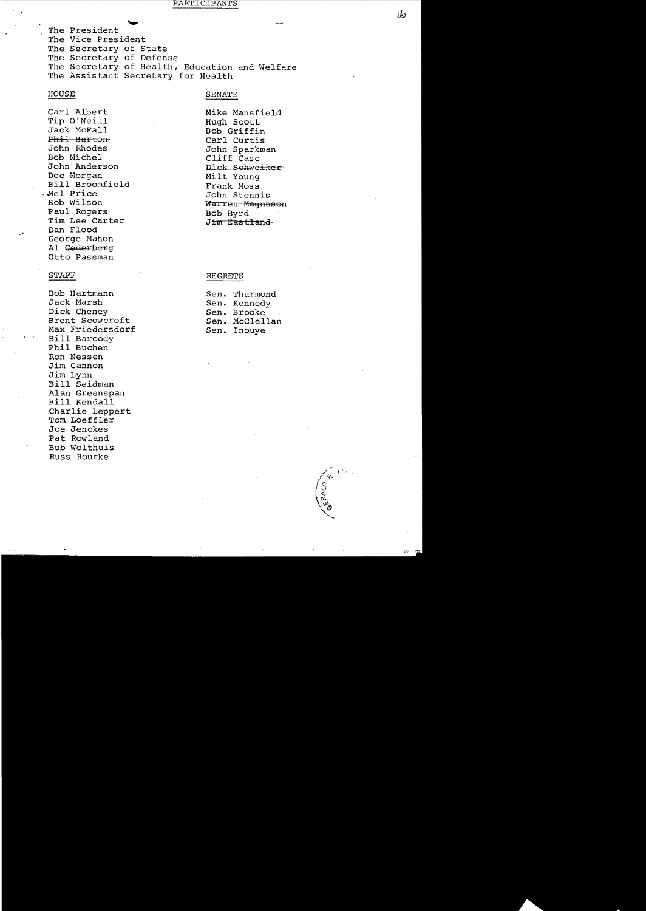# PARTICIPANTS

The President
The Vice President
The Secretary of State
The Secretary of Defense
The Secretary of Health, Education and Welfare
The Assistant Secretary for Health

## HOUSE

Carl Albert
Tip O'Neill
Jack McFall
~~Phil Burton~~
John Rhodes
Bob Michel
John Anderson
Doc Morgan
Bill Broomfield
Mel Price
Bob Wilson
Paul Rogers
Tim Lee Carter
Dan Flood
George Mahon
Al ~~Cederberg~~
Otto Passman

## SENATE

Mike Mansfield
Hugh Scott
Bob Griffin
Carl Curtis
John Sparkman
Cliff Case
~~Dick Schweiker~~
Milt Young
Frank Moss
John Stennis
~~Warren Magnuson~~
Bob Byrd
~~Jim Eastland~~

## STAFF

Bob Hartmann
Jack Marsh
Dick Cheney
Brent Scowcroft
Max Friedersdorf
Bill Baroody
Phil Buchen
Ron Nessen
Jim Cannon
Jim Lynn
Bill Seidman
Alan Greenspan
Bill Kendall
Charlie Leppert
Tom Loeffler
Joe Jenckes
Pat Rowland
Bob Wolthuis
Russ Rourke

## REGRETS

Sen. Thurmond
Sen. Kennedy
Sen. Brooke
Sen. McClellan
Sen. Inouye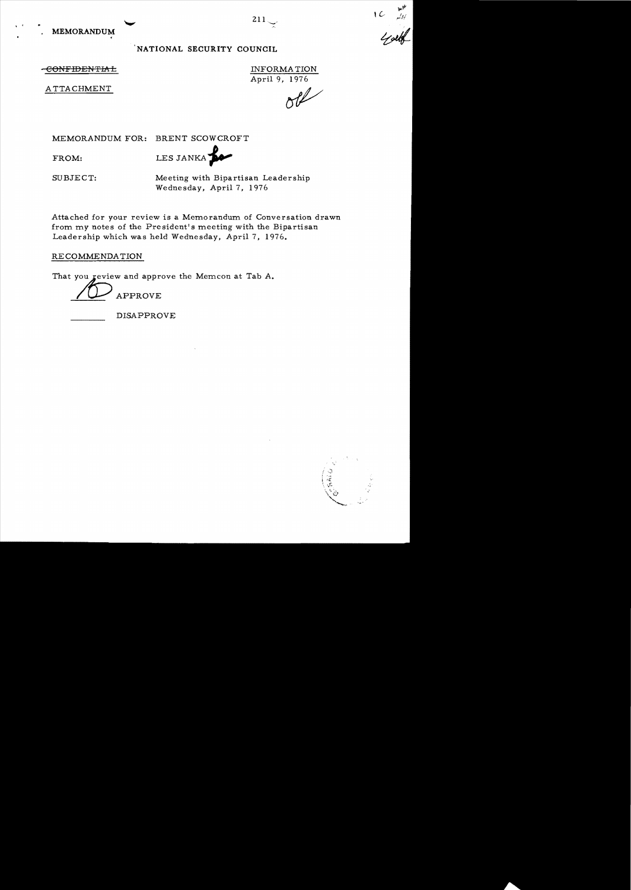MEMORANDUM

NATIONAL SECURITY COUNCIL

~~CONFIDENTIAL~~

INFORMATION
April 9, 1976

ATTACHMENT

MEMORANDUM FOR: BRENT SCOWCROFT

FROM: LES JANKA

SUBJECT: Meeting with Bipartisan Leadership Wednesday, April 7, 1976

Attached for your review is a Memorandum of Conversation drawn from my notes of the President's meeting with the Bipartisan Leadership which was held Wednesday, April 7, 1976.

RECOMMENDATION

That you review and approve the Memcon at Tab A.

___ APPROVE

___ DISAPPROVE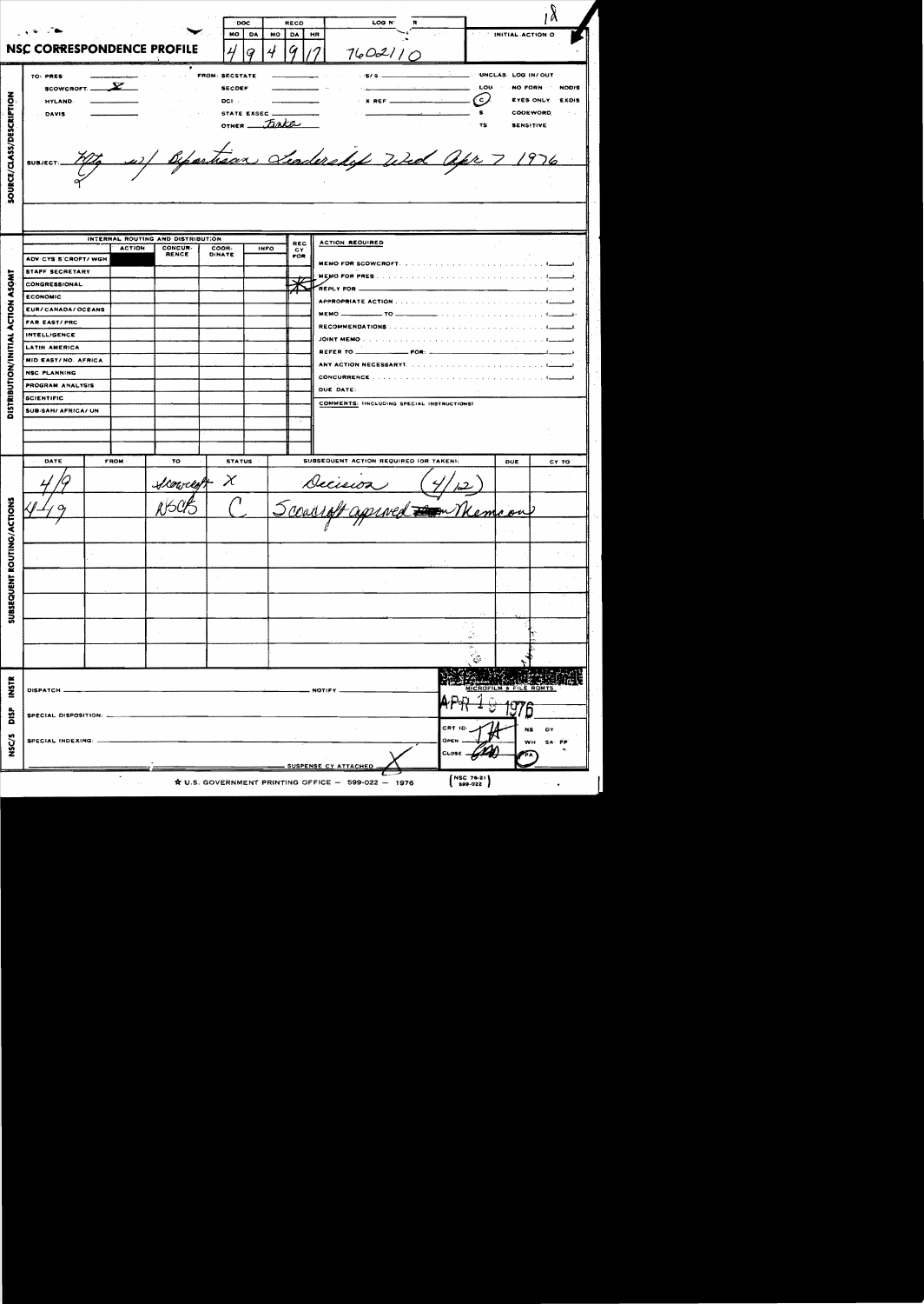18

# NSC CORRESPONDENCE PROFILE

| DOC MO | DOC DA | RECD MO | RECD DA | RECD HR | LOG NR | INITIAL ACTION O |
|---|---|---|---|---|---|---|
| 4 | 9 | 4 | 9 | 17 | 7602110 | |

**SOURCE/CLASS/DESCRIPTION**

TO: PRES
SCOWCROFT X
HYLAND
DAVIS

FROM: SECSTATE
SECDEF
DCI
STATE EXSEC
OTHER Brake

S/S
X REF

UNCLAS LOG IN/OUT
LOU NO FORN NODIS
(C) EYES ONLY EXDIS
S CODEWORD
TS SENSITIVE

SUBJECT: Mtg w/ Bipartisan Leadership Wed Apr 7 1976

**DISTRIBUTION/INITIAL ACTION ASGMT**

INTERNAL ROUTING AND DISTRIBUTION

| | ACTION | CONCURRENCE | COORDINATE | INFO | REC CY FOR |
|---|---|---|---|---|---|
| ADV CYS SCROFT/WGH | | | | | |
| STAFF SECRETARY | | | | | |
| CONGRESSIONAL | | | | | |
| ECONOMIC | | | | | |
| EUR/CANADA/OCEANS | | | | | |
| FAR EAST/PRC | | | | | |
| INTELLIGENCE | | | | | |
| LATIN AMERICA | | | | | |
| MID EAST/NO. AFRICA | | | | | |
| NSC PLANNING | | | | | |
| PROGRAM ANALYSIS | | | | | |
| SCIENTIFIC | | | | | |
| SUB-SAH/AFRICA/UN | | | | | |

ACTION REQUIRED

MEMO FOR SCOWCROFT
MEMO FOR PRES
X REPLY FOR
APPROPRIATE ACTION
MEMO TO
RECOMMENDATIONS
JOINT MEMO
REFER TO FOR:
ANY ACTION NECESSARY?
CONCURRENCE
DUE DATE:
COMMENTS: (INCLUDING SPECIAL INSTRUCTIONS)

**SUBSEQUENT ROUTING/ACTIONS**

| DATE | FROM | TO | STATUS | SUBSEQUENT ACTION REQUIRED (OR TAKEN): | DUE | CY TO |
|---|---|---|---|---|---|---|
| 4/9 | | Scowcroft | X | Decision (4/12) | | |
| 4/9 | | NSCS | C | Scowcroft approved Memcon | | |

**NSC/S DISP INSTR**

DISPATCH
NOTIFY
SPECIAL DISPOSITION:
SPECIAL INDEXING:
SUSPENSE CY ATTACHED

MICROFILM & FILE RQMTS
APR 19 1976
CRT ID: TH
OPEN
CLOSE
NS OY
WH SA FF
PA

★ U.S. GOVERNMENT PRINTING OFFICE — 599-022 — 1976

NSC 76-21 599-022